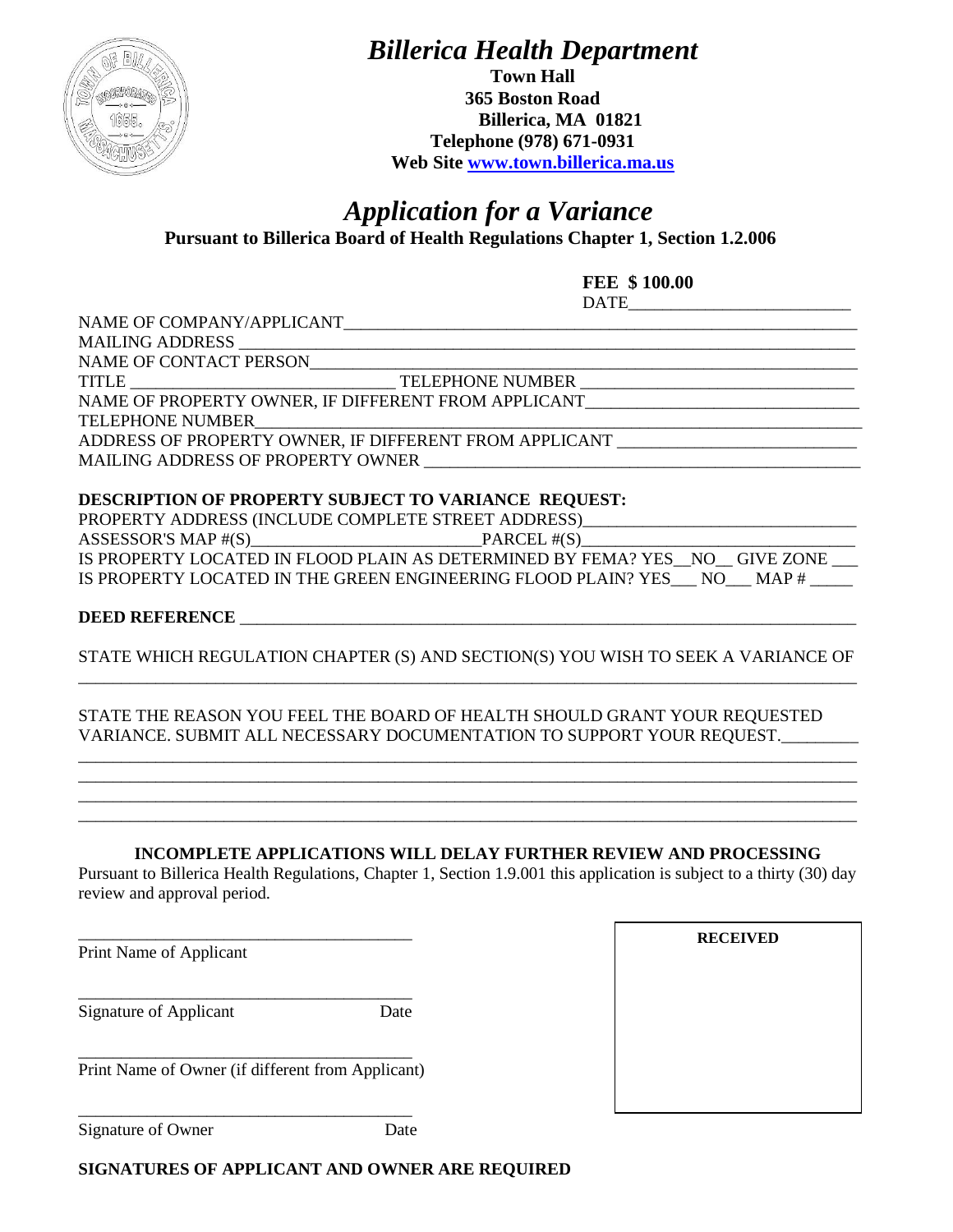# *Billerica Health Department*

**Town Hall**
**365 Boston Road**
**Billerica, MA 01821**
**Telephone (978) 671-0931**
**Web Site www.town.billerica.ma.us**

## *Application for a Variance*

**Pursuant to Billerica Board of Health Regulations Chapter 1, Section 1.2.006**

**FEE $ 100.00**

DATE_________________________

NAME OF COMPANY/APPLICANT_______________________________________________________________

MAILING ADDRESS _______________________________________________________________________

NAME OF CONTACT PERSON_________________________________________________________________

TITLE ______________________________ TELEPHONE NUMBER _______________________________

NAME OF PROPERTY OWNER, IF DIFFERENT FROM APPLICANT______________________________

TELEPHONE NUMBER______________________________________________________________________

ADDRESS OF PROPERTY OWNER, IF DIFFERENT FROM APPLICANT ___________________________

MAILING ADDRESS OF PROPERTY OWNER ___________________________________________________

**DESCRIPTION OF PROPERTY SUBJECT TO VARIANCE REQUEST:**

PROPERTY ADDRESS (INCLUDE COMPLETE STREET ADDRESS)______________________________

ASSESSOR'S MAP #(S)__________________________PARCEL #(S)______________________________

IS PROPERTY LOCATED IN FLOOD PLAIN AS DETERMINED BY FEMA? YES__NO__ GIVE ZONE ___

IS PROPERTY LOCATED IN THE GREEN ENGINEERING FLOOD PLAIN? YES___ NO___ MAP # _____

**DEED REFERENCE** ______________________________________________________________________

STATE WHICH REGULATION CHAPTER (S) AND SECTION(S) YOU WISH TO SEEK A VARIANCE OF
_____________________________________________________________________________________________

STATE THE REASON YOU FEEL THE BOARD OF HEALTH SHOULD GRANT YOUR REQUESTED VARIANCE. SUBMIT ALL NECESSARY DOCUMENTATION TO SUPPORT YOUR REQUEST._________
_____________________________________________________________________________________________
_____________________________________________________________________________________________
_____________________________________________________________________________________________
_____________________________________________________________________________________________

**INCOMPLETE APPLICATIONS WILL DELAY FURTHER REVIEW AND PROCESSING**

Pursuant to Billerica Health Regulations, Chapter 1, Section 1.9.001 this application is subject to a thirty (30) day review and approval period.

_______________________________________
Print Name of Applicant

_______________________________________
Signature of Applicant Date

_______________________________________
Print Name of Owner (if different from Applicant)

_______________________________________
Signature of Owner Date

| **RECEIVED** |
|---|
| |

**SIGNATURES OF APPLICANT AND OWNER ARE REQUIRED**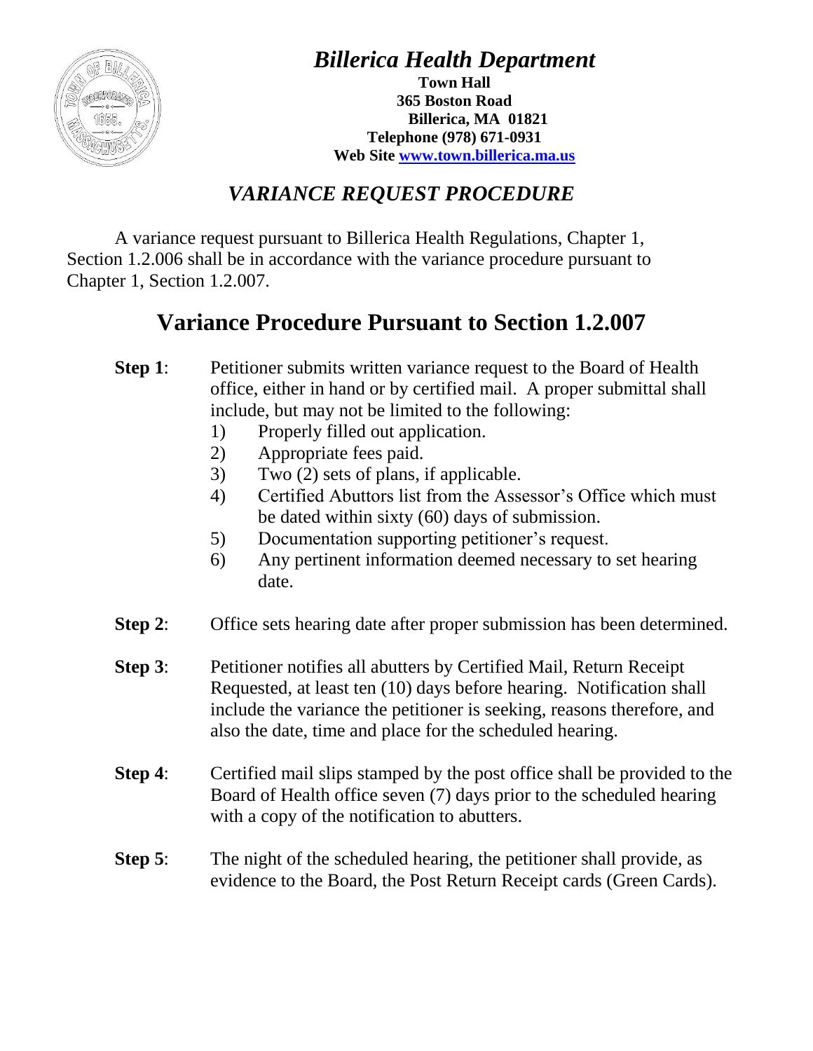# *Billerica Health Department*

**Town Hall**
**365 Boston Road**
**Billerica, MA 01821**
**Telephone (978) 671-0931**
**Web Site [www.town.billerica.ma.us](http://www.town.billerica.ma.us)**

## *VARIANCE REQUEST PROCEDURE*

A variance request pursuant to Billerica Health Regulations, Chapter 1, Section 1.2.006 shall be in accordance with the variance procedure pursuant to Chapter 1, Section 1.2.007.

## Variance Procedure Pursuant to Section 1.2.007

**Step 1**: Petitioner submits written variance request to the Board of Health office, either in hand or by certified mail. A proper submittal shall include, but may not be limited to the following:

1) Properly filled out application.
2) Appropriate fees paid.
3) Two (2) sets of plans, if applicable.
4) Certified Abuttors list from the Assessor's Office which must be dated within sixty (60) days of submission.
5) Documentation supporting petitioner's request.
6) Any pertinent information deemed necessary to set hearing date.

**Step 2**: Office sets hearing date after proper submission has been determined.

**Step 3**: Petitioner notifies all abutters by Certified Mail, Return Receipt Requested, at least ten (10) days before hearing. Notification shall include the variance the petitioner is seeking, reasons therefore, and also the date, time and place for the scheduled hearing.

**Step 4**: Certified mail slips stamped by the post office shall be provided to the Board of Health office seven (7) days prior to the scheduled hearing with a copy of the notification to abutters.

**Step 5**: The night of the scheduled hearing, the petitioner shall provide, as evidence to the Board, the Post Return Receipt cards (Green Cards).